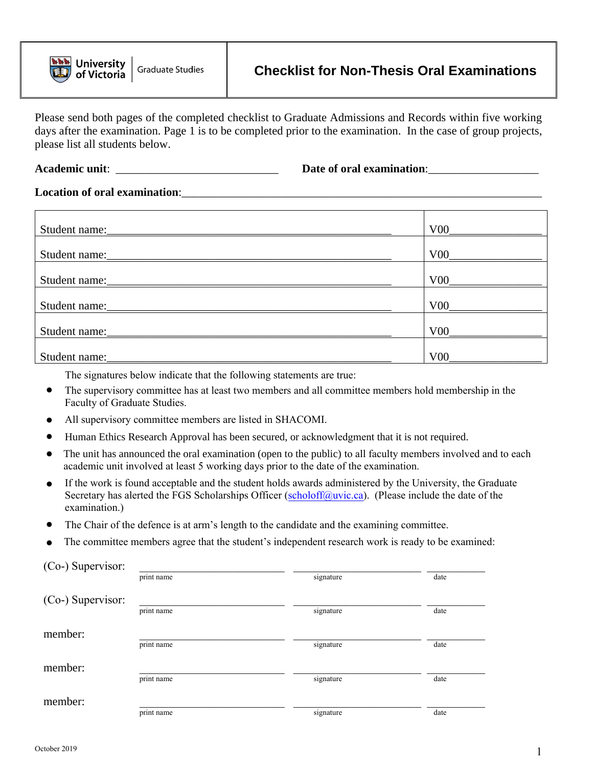University of Victoria | Graduate Studies

# Checklist for Non-Thesis Oral Examinations

Please send both pages of the completed checklist to Graduate Admissions and Records within five working days after the examination. Page 1 is to be completed prior to the examination. In the case of group projects, please list all students below.

**Academic unit**: ____________________________ **Date of oral examination**:___________________

**Location of oral examination**:_______________________________________________________________

| | |
|---|---|
| Student name:__________________________________________________ | V00________________ |
| Student name:__________________________________________________ | V00________________ |
| Student name:__________________________________________________ | V00________________ |
| Student name:__________________________________________________ | V00________________ |
| Student name:__________________________________________________ | V00________________ |
| Student name:__________________________________________________ | V00________________ |

The signatures below indicate that the following statements are true:

- The supervisory committee has at least two members and all committee members hold membership in the Faculty of Graduate Studies.
- All supervisory committee members are listed in SHACOMI.
- Human Ethics Research Approval has been secured, or acknowledgment that it is not required.
- The unit has announced the oral examination (open to the public) to all faculty members involved and to each academic unit involved at least 5 working days prior to the date of the examination.
- If the work is found acceptable and the student holds awards administered by the University, the Graduate Secretary has alerted the FGS Scholarships Officer (scholoff@uvic.ca). (Please include the date of the examination.)
- The Chair of the defence is at arm's length to the candidate and the examining committee.
- The committee members agree that the student's independent research work is ready to be examined:

| | | | |
|---|---|---|---|
| (Co-) Supervisor: | ______________________ print name | ______________________ signature | __________ date |
| (Co-) Supervisor: | ______________________ print name | ______________________ signature | __________ date |
| member: | ______________________ print name | ______________________ signature | __________ date |
| member: | ______________________ print name | ______________________ signature | __________ date |
| member: | ______________________ print name | ______________________ signature | __________ date |

October 2019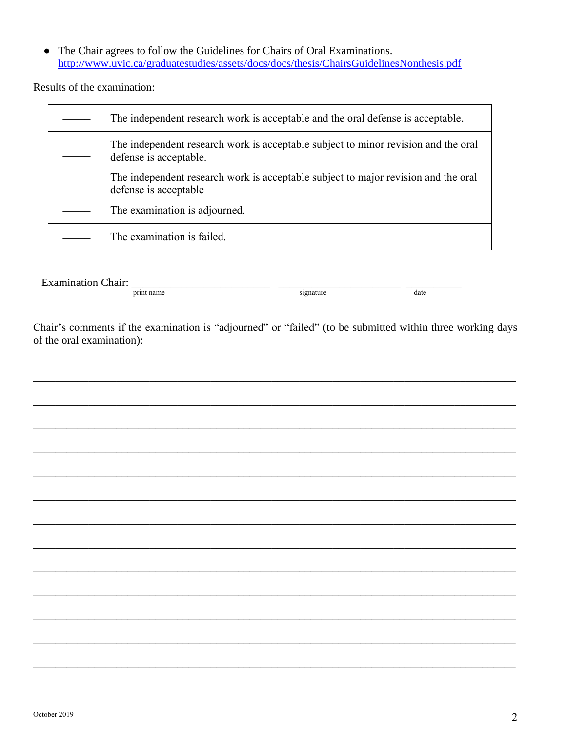- The Chair agrees to follow the Guidelines for Chairs of Oral Examinations. http://www.uvic.ca/graduatestudies/assets/docs/docs/thesis/ChairsGuidelinesNonthesis.pdf

Results of the examination:

| | |
|---|---|
| ______ | The independent research work is acceptable and the oral defense is acceptable. |
| ______ | The independent research work is acceptable subject to minor revision and the oral defense is acceptable. |
| ______ | The independent research work is acceptable subject to major revision and the oral defense is acceptable |
| ______ | The examination is adjourned. |
| ______ | The examination is failed. |

Examination Chair: ____________________________ ____________________________ ____________
print name signature date

Chair's comments if the examination is "adjourned" or "failed" (to be submitted within three working days of the oral examination):

______________________________________________________________________________

______________________________________________________________________________

______________________________________________________________________________

______________________________________________________________________________

______________________________________________________________________________

______________________________________________________________________________

______________________________________________________________________________

______________________________________________________________________________

______________________________________________________________________________

______________________________________________________________________________

______________________________________________________________________________

______________________________________________________________________________

______________________________________________________________________________

______________________________________________________________________________

October 2019